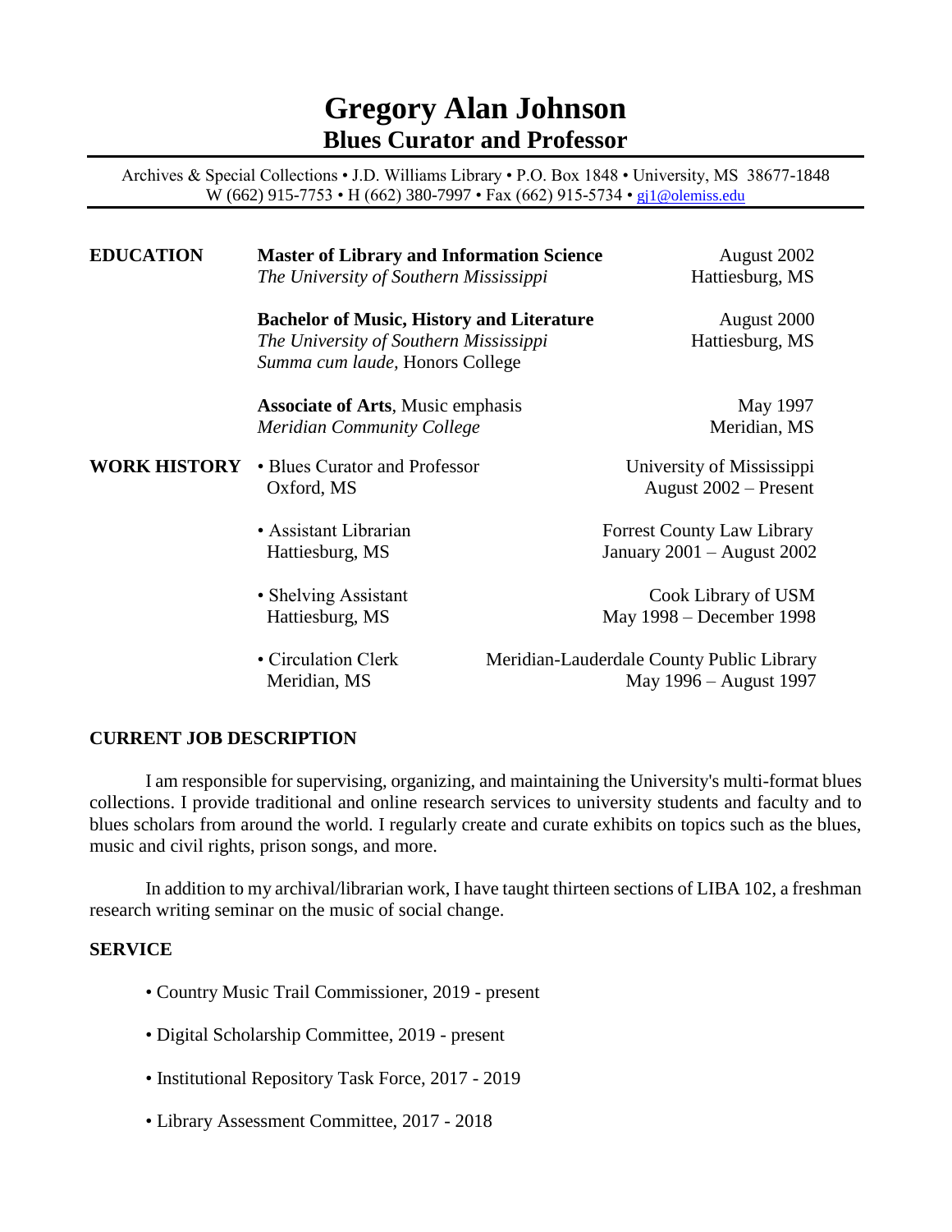# Gregory Alan Johnson
## Blues Curator and Professor

Archives & Special Collections • J.D. Williams Library • P.O. Box 1848 • University, MS 38677-1848
W (662) 915-7753 • H (662) 380-7997 • Fax (662) 915-5734 • gj1@olemiss.edu

---

**EDUCATION**

**Master of Library and Information Science** — August 2002
*The University of Southern Mississippi* — Hattiesburg, MS

**Bachelor of Music, History and Literature** — August 2000
*The University of Southern Mississippi* — Hattiesburg, MS
*Summa cum laude,* Honors College

**Associate of Arts**, Music emphasis — May 1997
*Meridian Community College* — Meridian, MS

**WORK HISTORY**

- Blues Curator and Professor — University of Mississippi
  Oxford, MS — August 2002 – Present
- Assistant Librarian — Forrest County Law Library
  Hattiesburg, MS — January 2001 – August 2002
- Shelving Assistant — Cook Library of USM
  Hattiesburg, MS — May 1998 – December 1998
- Circulation Clerk — Meridian-Lauderdale County Public Library
  Meridian, MS — May 1996 – August 1997

**CURRENT JOB DESCRIPTION**

I am responsible for supervising, organizing, and maintaining the University's multi-format blues collections. I provide traditional and online research services to university students and faculty and to blues scholars from around the world. I regularly create and curate exhibits on topics such as the blues, music and civil rights, prison songs, and more.

In addition to my archival/librarian work, I have taught thirteen sections of LIBA 102, a freshman research writing seminar on the music of social change.

**SERVICE**

- Country Music Trail Commissioner, 2019 - present
- Digital Scholarship Committee, 2019 - present
- Institutional Repository Task Force, 2017 - 2019
- Library Assessment Committee, 2017 - 2018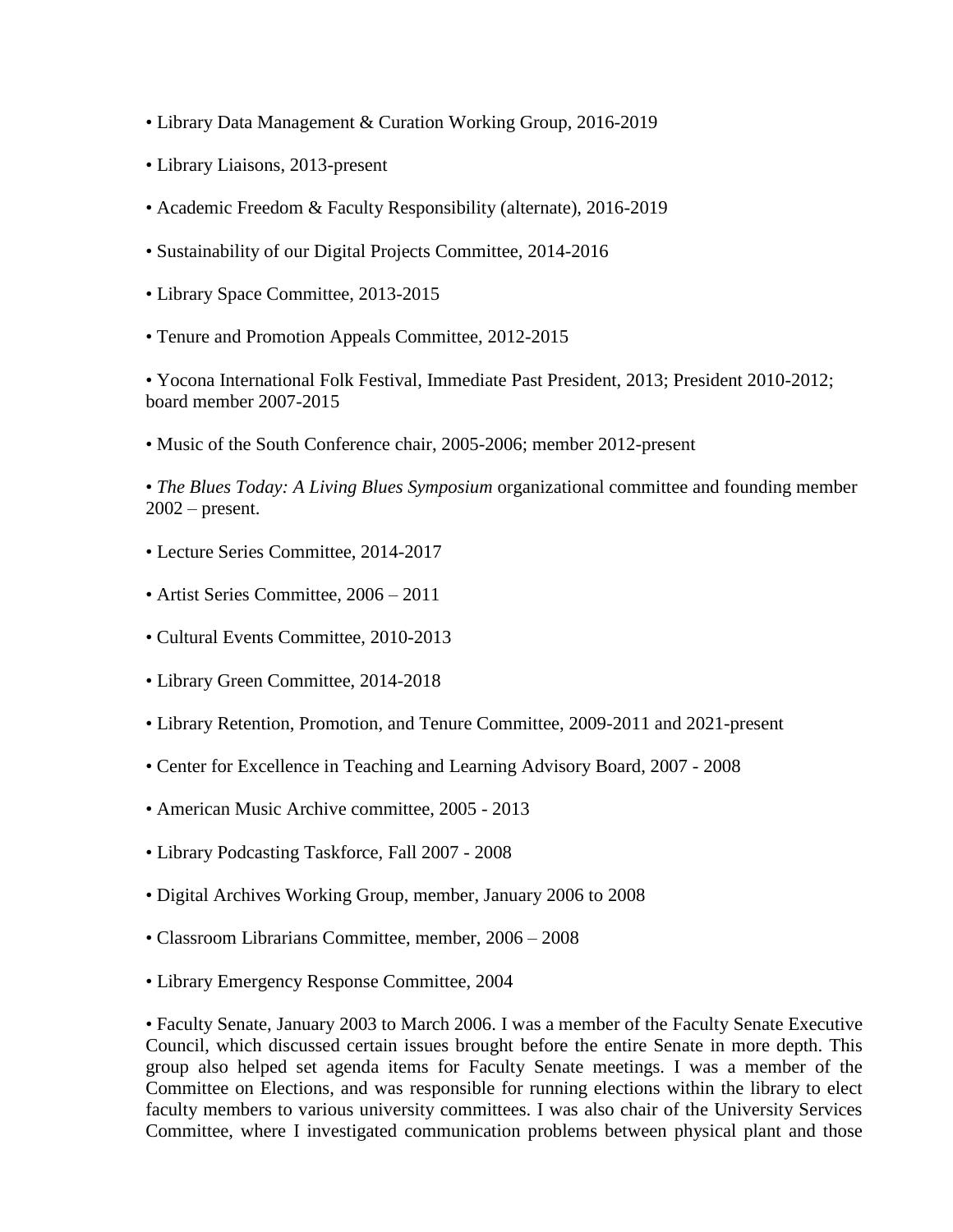• Library Data Management & Curation Working Group, 2016-2019

• Library Liaisons, 2013-present

• Academic Freedom & Faculty Responsibility (alternate), 2016-2019

• Sustainability of our Digital Projects Committee, 2014-2016

• Library Space Committee, 2013-2015

• Tenure and Promotion Appeals Committee, 2012-2015

• Yocona International Folk Festival, Immediate Past President, 2013; President 2010-2012; board member 2007-2015

• Music of the South Conference chair, 2005-2006; member 2012-present

• *The Blues Today: A Living Blues Symposium* organizational committee and founding member 2002 – present.

• Lecture Series Committee, 2014-2017

• Artist Series Committee, 2006 – 2011

• Cultural Events Committee, 2010-2013

• Library Green Committee, 2014-2018

• Library Retention, Promotion, and Tenure Committee, 2009-2011 and 2021-present

• Center for Excellence in Teaching and Learning Advisory Board, 2007 - 2008

• American Music Archive committee, 2005 - 2013

• Library Podcasting Taskforce, Fall 2007 - 2008

• Digital Archives Working Group, member, January 2006 to 2008

• Classroom Librarians Committee, member, 2006 – 2008

• Library Emergency Response Committee, 2004

• Faculty Senate, January 2003 to March 2006. I was a member of the Faculty Senate Executive Council, which discussed certain issues brought before the entire Senate in more depth. This group also helped set agenda items for Faculty Senate meetings. I was a member of the Committee on Elections, and was responsible for running elections within the library to elect faculty members to various university committees. I was also chair of the University Services Committee, where I investigated communication problems between physical plant and those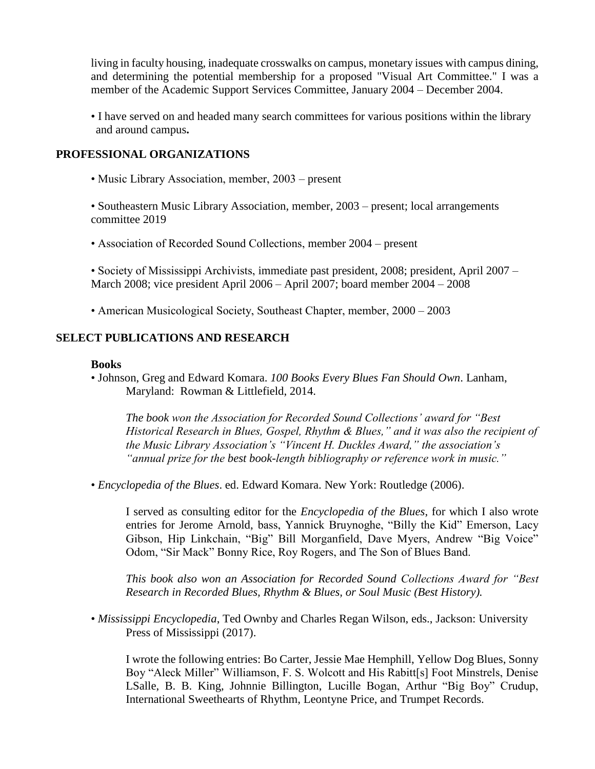living in faculty housing, inadequate crosswalks on campus, monetary issues with campus dining, and determining the potential membership for a proposed "Visual Art Committee." I was a member of the Academic Support Services Committee, January 2004 – December 2004.

• I have served on and headed many search committees for various positions within the library and around campus**.**

## PROFESSIONAL ORGANIZATIONS

• Music Library Association, member, 2003 – present

• Southeastern Music Library Association, member, 2003 – present; local arrangements committee 2019

• Association of Recorded Sound Collections, member 2004 – present

• Society of Mississippi Archivists, immediate past president, 2008; president, April 2007 – March 2008; vice president April 2006 – April 2007; board member 2004 – 2008

• American Musicological Society, Southeast Chapter, member, 2000 – 2003

## SELECT PUBLICATIONS AND RESEARCH

### Books

• Johnson, Greg and Edward Komara. *100 Books Every Blues Fan Should Own*. Lanham, Maryland: Rowman & Littlefield, 2014.

*The book won the Association for Recorded Sound Collections' award for "Best Historical Research in Blues, Gospel, Rhythm & Blues," and it was also the recipient of the Music Library Association's "Vincent H. Duckles Award," the association's "annual prize for the best book-length bibliography or reference work in music."*

• *Encyclopedia of the Blues*. ed. Edward Komara. New York: Routledge (2006).

I served as consulting editor for the *Encyclopedia of the Blues*, for which I also wrote entries for Jerome Arnold, bass, Yannick Bruynoghe, "Billy the Kid" Emerson, Lacy Gibson, Hip Linkchain, "Big" Bill Morganfield, Dave Myers, Andrew "Big Voice" Odom, "Sir Mack" Bonny Rice, Roy Rogers, and The Son of Blues Band.

*This book also won an Association for Recorded Sound Collections Award for "Best Research in Recorded Blues, Rhythm & Blues, or Soul Music (Best History).*

• *Mississippi Encyclopedia*, Ted Ownby and Charles Regan Wilson, eds., Jackson: University Press of Mississippi (2017).

I wrote the following entries: Bo Carter, Jessie Mae Hemphill, Yellow Dog Blues, Sonny Boy "Aleck Miller" Williamson, F. S. Wolcott and His Rabitt[s] Foot Minstrels, Denise LSalle, B. B. King, Johnnie Billington, Lucille Bogan, Arthur "Big Boy" Crudup, International Sweethearts of Rhythm, Leontyne Price, and Trumpet Records.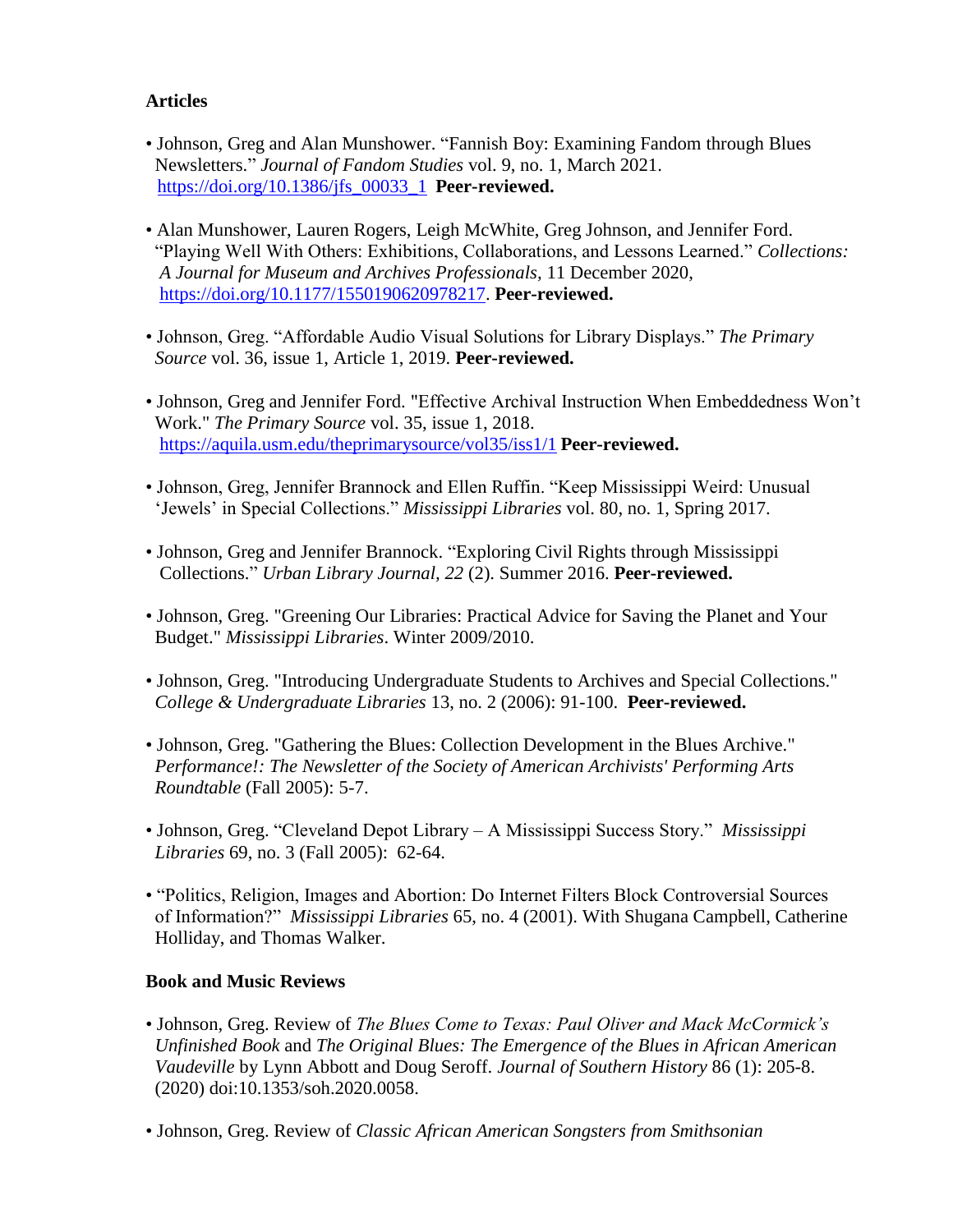### Articles

- Johnson, Greg and Alan Munshower. "Fannish Boy: Examining Fandom through Blues Newsletters." *Journal of Fandom Studies* vol. 9, no. 1, March 2021. https://doi.org/10.1386/jfs_00033_1 **Peer-reviewed.**

- Alan Munshower, Lauren Rogers, Leigh McWhite, Greg Johnson, and Jennifer Ford. "Playing Well With Others: Exhibitions, Collaborations, and Lessons Learned." *Collections: A Journal for Museum and Archives Professionals*, 11 December 2020, https://doi.org/10.1177/1550190620978217. **Peer-reviewed.**

- Johnson, Greg. "Affordable Audio Visual Solutions for Library Displays." *The Primary Source* vol. 36, issue 1, Article 1, 2019. **Peer-reviewed.**

- Johnson, Greg and Jennifer Ford. "Effective Archival Instruction When Embeddedness Won't Work." *The Primary Source* vol. 35, issue 1, 2018. https://aquila.usm.edu/theprimarysource/vol35/iss1/1 **Peer-reviewed.**

- Johnson, Greg, Jennifer Brannock and Ellen Ruffin. "Keep Mississippi Weird: Unusual 'Jewels' in Special Collections." *Mississippi Libraries* vol. 80, no. 1, Spring 2017.

- Johnson, Greg and Jennifer Brannock. "Exploring Civil Rights through Mississippi Collections." *Urban Library Journal*, *22* (2). Summer 2016. **Peer-reviewed.**

- Johnson, Greg. "Greening Our Libraries: Practical Advice for Saving the Planet and Your Budget." *Mississippi Libraries*. Winter 2009/2010.

- Johnson, Greg. "Introducing Undergraduate Students to Archives and Special Collections." *College & Undergraduate Libraries* 13, no. 2 (2006): 91-100. **Peer-reviewed.**

- Johnson, Greg. "Gathering the Blues: Collection Development in the Blues Archive." *Performance!: The Newsletter of the Society of American Archivists' Performing Arts Roundtable* (Fall 2005): 5-7.

- Johnson, Greg. "Cleveland Depot Library – A Mississippi Success Story." *Mississippi Libraries* 69, no. 3 (Fall 2005): 62-64.

- "Politics, Religion, Images and Abortion: Do Internet Filters Block Controversial Sources of Information?" *Mississippi Libraries* 65, no. 4 (2001). With Shugana Campbell, Catherine Holliday, and Thomas Walker.

### Book and Music Reviews

- Johnson, Greg. Review of *The Blues Come to Texas: Paul Oliver and Mack McCormick's Unfinished Book* and *The Original Blues: The Emergence of the Blues in African American Vaudeville* by Lynn Abbott and Doug Seroff. *Journal of Southern History* 86 (1): 205-8. (2020) doi:10.1353/soh.2020.0058.

- Johnson, Greg. Review of *Classic African American Songsters from Smithsonian*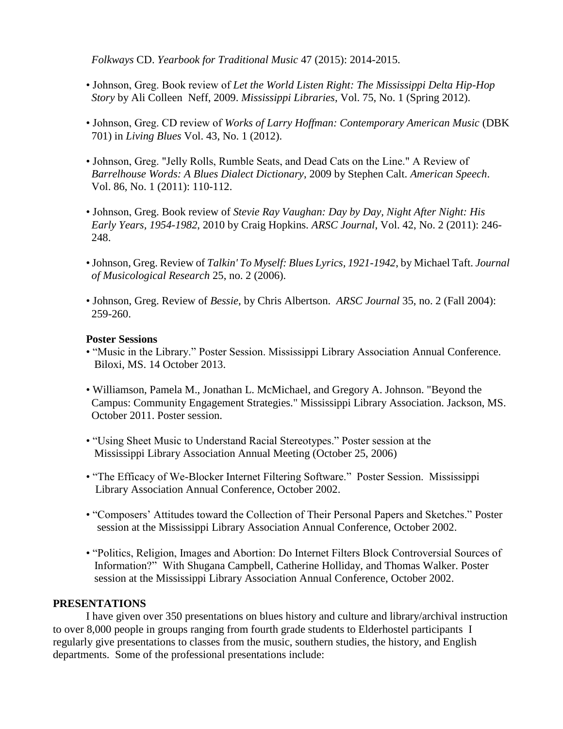*Folkways* CD. *Yearbook for Traditional Music* 47 (2015): 2014-2015.

- Johnson, Greg. Book review of *Let the World Listen Right: The Mississippi Delta Hip-Hop Story* by Ali Colleen Neff, 2009. *Mississippi Libraries*, Vol. 75, No. 1 (Spring 2012).

- Johnson, Greg. CD review of *Works of Larry Hoffman: Contemporary American Music* (DBK 701) in *Living Blues* Vol. 43, No. 1 (2012).

- Johnson, Greg. "Jelly Rolls, Rumble Seats, and Dead Cats on the Line." A Review of *Barrelhouse Words: A Blues Dialect Dictionary*, 2009 by Stephen Calt. *American Speech*. Vol. 86, No. 1 (2011): 110-112.

- Johnson, Greg. Book review of *Stevie Ray Vaughan: Day by Day, Night After Night: His Early Years, 1954-1982*, 2010 by Craig Hopkins. *ARSC Journal*, Vol. 42, No. 2 (2011): 246-248.

- Johnson, Greg. Review of *Talkin' To Myself: Blues Lyrics, 1921-1942*, by Michael Taft. *Journal of Musicological Research* 25, no. 2 (2006).

- Johnson, Greg. Review of *Bessie*, by Chris Albertson. *ARSC Journal* 35, no. 2 (Fall 2004): 259-260.

**Poster Sessions**

- "Music in the Library." Poster Session. Mississippi Library Association Annual Conference. Biloxi, MS. 14 October 2013.

- Williamson, Pamela M., Jonathan L. McMichael, and Gregory A. Johnson. "Beyond the Campus: Community Engagement Strategies." Mississippi Library Association. Jackson, MS. October 2011. Poster session.

- "Using Sheet Music to Understand Racial Stereotypes." Poster session at the Mississippi Library Association Annual Meeting (October 25, 2006)

- "The Efficacy of We-Blocker Internet Filtering Software." Poster Session. Mississippi Library Association Annual Conference, October 2002.

- "Composers' Attitudes toward the Collection of Their Personal Papers and Sketches." Poster session at the Mississippi Library Association Annual Conference, October 2002.

- "Politics, Religion, Images and Abortion: Do Internet Filters Block Controversial Sources of Information?" With Shugana Campbell, Catherine Holliday, and Thomas Walker. Poster session at the Mississippi Library Association Annual Conference, October 2002.

## PRESENTATIONS

I have given over 350 presentations on blues history and culture and library/archival instruction to over 8,000 people in groups ranging from fourth grade students to Elderhostel participants I regularly give presentations to classes from the music, southern studies, the history, and English departments. Some of the professional presentations include: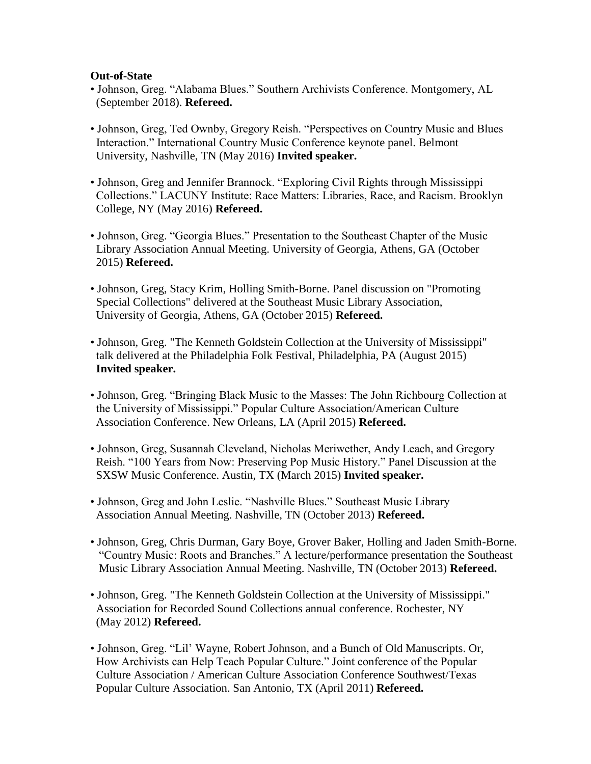**Out-of-State**

- Johnson, Greg. "Alabama Blues." Southern Archivists Conference. Montgomery, AL (September 2018). **Refereed.**
- Johnson, Greg, Ted Ownby, Gregory Reish. "Perspectives on Country Music and Blues Interaction." International Country Music Conference keynote panel. Belmont University, Nashville, TN (May 2016) **Invited speaker.**
- Johnson, Greg and Jennifer Brannock. "Exploring Civil Rights through Mississippi Collections." LACUNY Institute: Race Matters: Libraries, Race, and Racism. Brooklyn College, NY (May 2016) **Refereed.**
- Johnson, Greg. "Georgia Blues." Presentation to the Southeast Chapter of the Music Library Association Annual Meeting. University of Georgia, Athens, GA (October 2015) **Refereed.**
- Johnson, Greg, Stacy Krim, Holling Smith-Borne. Panel discussion on "Promoting Special Collections" delivered at the Southeast Music Library Association, University of Georgia, Athens, GA (October 2015) **Refereed.**
- Johnson, Greg. "The Kenneth Goldstein Collection at the University of Mississippi" talk delivered at the Philadelphia Folk Festival, Philadelphia, PA (August 2015) **Invited speaker.**
- Johnson, Greg. "Bringing Black Music to the Masses: The John Richbourg Collection at the University of Mississippi." Popular Culture Association/American Culture Association Conference. New Orleans, LA (April 2015) **Refereed.**
- Johnson, Greg, Susannah Cleveland, Nicholas Meriwether, Andy Leach, and Gregory Reish. "100 Years from Now: Preserving Pop Music History." Panel Discussion at the SXSW Music Conference. Austin, TX (March 2015) **Invited speaker.**
- Johnson, Greg and John Leslie. "Nashville Blues." Southeast Music Library Association Annual Meeting. Nashville, TN (October 2013) **Refereed.**
- Johnson, Greg, Chris Durman, Gary Boye, Grover Baker, Holling and Jaden Smith-Borne. "Country Music: Roots and Branches." A lecture/performance presentation the Southeast Music Library Association Annual Meeting. Nashville, TN (October 2013) **Refereed.**
- Johnson, Greg. "The Kenneth Goldstein Collection at the University of Mississippi." Association for Recorded Sound Collections annual conference. Rochester, NY (May 2012) **Refereed.**
- Johnson, Greg. "Lil' Wayne, Robert Johnson, and a Bunch of Old Manuscripts. Or, How Archivists can Help Teach Popular Culture." Joint conference of the Popular Culture Association / American Culture Association Conference Southwest/Texas Popular Culture Association. San Antonio, TX (April 2011) **Refereed.**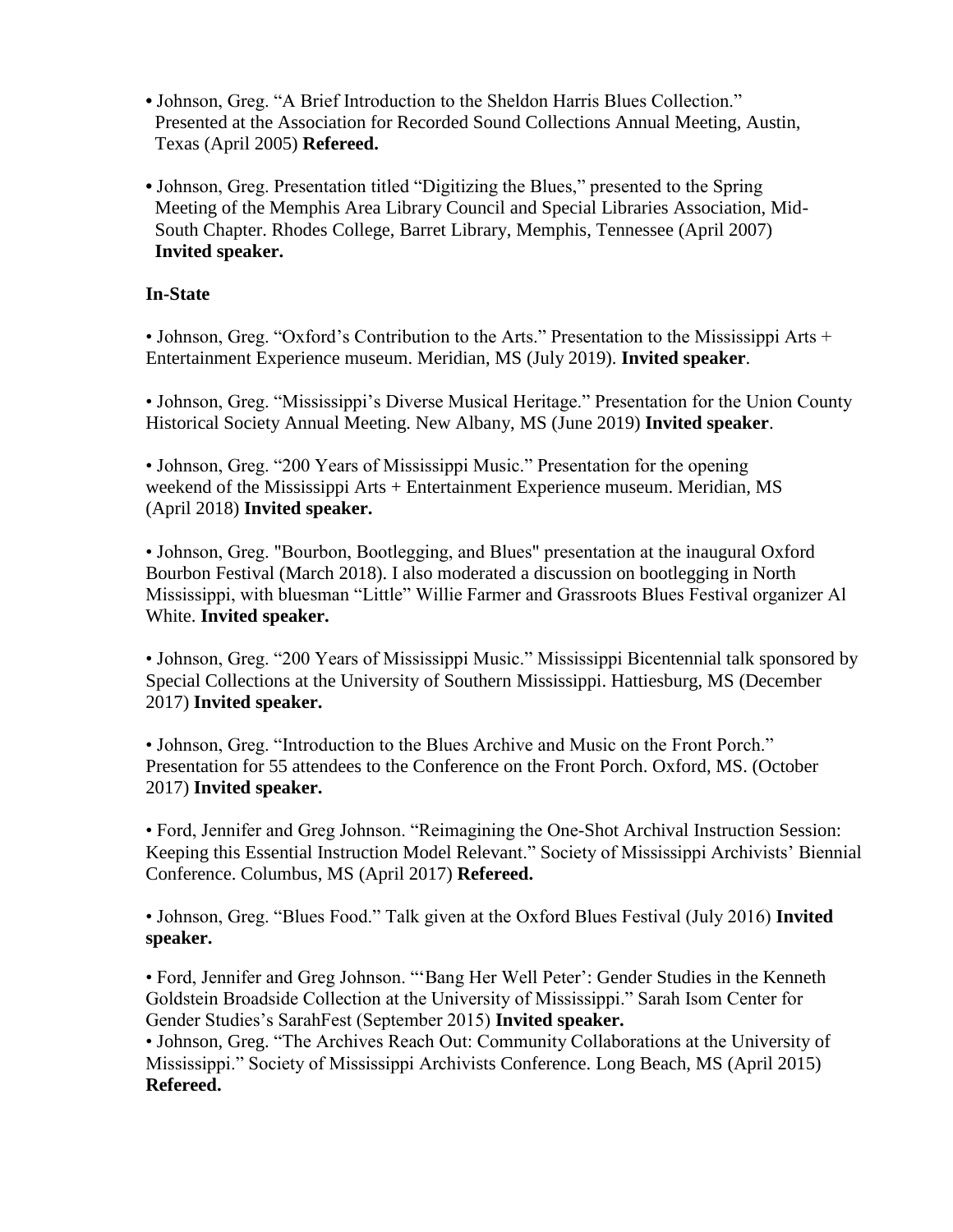- Johnson, Greg. “A Brief Introduction to the Sheldon Harris Blues Collection.” Presented at the Association for Recorded Sound Collections Annual Meeting, Austin, Texas (April 2005) **Refereed.**

- Johnson, Greg. Presentation titled “Digitizing the Blues,” presented to the Spring Meeting of the Memphis Area Library Council and Special Libraries Association, Mid-South Chapter. Rhodes College, Barret Library, Memphis, Tennessee (April 2007) **Invited speaker.**

**In-State**

- Johnson, Greg. “Oxford’s Contribution to the Arts.” Presentation to the Mississippi Arts + Entertainment Experience museum. Meridian, MS (July 2019). **Invited speaker**.

- Johnson, Greg. “Mississippi’s Diverse Musical Heritage.” Presentation for the Union County Historical Society Annual Meeting. New Albany, MS (June 2019) **Invited speaker**.

- Johnson, Greg. “200 Years of Mississippi Music.” Presentation for the opening weekend of the Mississippi Arts + Entertainment Experience museum. Meridian, MS (April 2018) **Invited speaker.**

- Johnson, Greg. "Bourbon, Bootlegging, and Blues" presentation at the inaugural Oxford Bourbon Festival (March 2018). I also moderated a discussion on bootlegging in North Mississippi, with bluesman “Little” Willie Farmer and Grassroots Blues Festival organizer Al White. **Invited speaker.**

- Johnson, Greg. “200 Years of Mississippi Music.” Mississippi Bicentennial talk sponsored by Special Collections at the University of Southern Mississippi. Hattiesburg, MS (December 2017) **Invited speaker.**

- Johnson, Greg. “Introduction to the Blues Archive and Music on the Front Porch.” Presentation for 55 attendees to the Conference on the Front Porch. Oxford, MS. (October 2017) **Invited speaker.**

- Ford, Jennifer and Greg Johnson. “Reimagining the One-Shot Archival Instruction Session: Keeping this Essential Instruction Model Relevant.” Society of Mississippi Archivists’ Biennial Conference. Columbus, MS (April 2017) **Refereed.**

- Johnson, Greg. “Blues Food.” Talk given at the Oxford Blues Festival (July 2016) **Invited speaker.**

- Ford, Jennifer and Greg Johnson. “‘Bang Her Well Peter’: Gender Studies in the Kenneth Goldstein Broadside Collection at the University of Mississippi.” Sarah Isom Center for Gender Studies’s SarahFest (September 2015) **Invited speaker.**
- Johnson, Greg. “The Archives Reach Out: Community Collaborations at the University of Mississippi.” Society of Mississippi Archivists Conference. Long Beach, MS (April 2015) **Refereed.**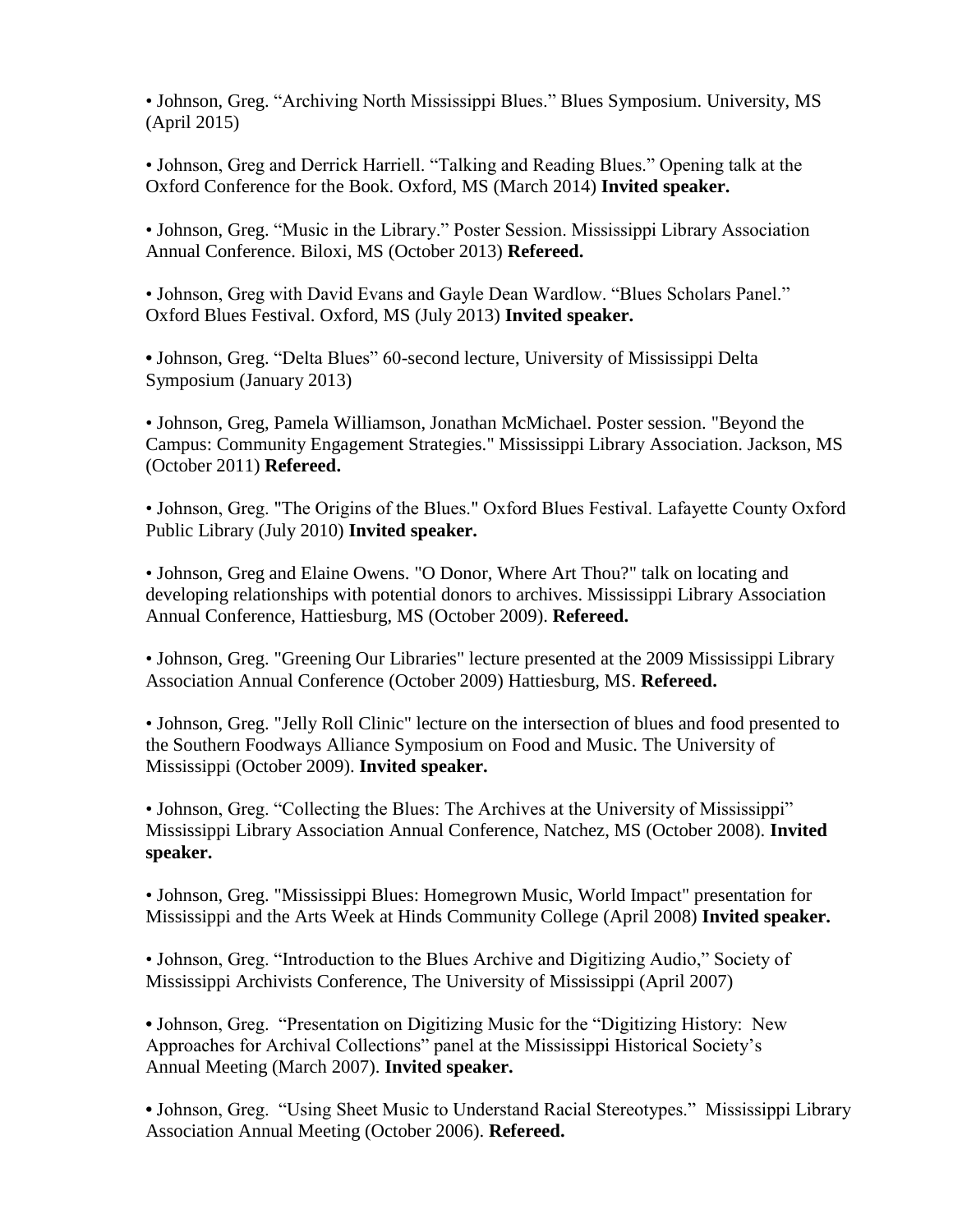- Johnson, Greg. “Archiving North Mississippi Blues.” Blues Symposium. University, MS (April 2015)

- Johnson, Greg and Derrick Harriell. “Talking and Reading Blues.” Opening talk at the Oxford Conference for the Book. Oxford, MS (March 2014) **Invited speaker.**

- Johnson, Greg. “Music in the Library.” Poster Session. Mississippi Library Association Annual Conference. Biloxi, MS (October 2013) **Refereed.**

- Johnson, Greg with David Evans and Gayle Dean Wardlow. “Blues Scholars Panel.” Oxford Blues Festival. Oxford, MS (July 2013) **Invited speaker.**

- Johnson, Greg. “Delta Blues” 60-second lecture, University of Mississippi Delta Symposium (January 2013)

- Johnson, Greg, Pamela Williamson, Jonathan McMichael. Poster session. "Beyond the Campus: Community Engagement Strategies." Mississippi Library Association. Jackson, MS (October 2011) **Refereed.**

- Johnson, Greg. "The Origins of the Blues." Oxford Blues Festival. Lafayette County Oxford Public Library (July 2010) **Invited speaker.**

- Johnson, Greg and Elaine Owens. "O Donor, Where Art Thou?" talk on locating and developing relationships with potential donors to archives. Mississippi Library Association Annual Conference, Hattiesburg, MS (October 2009). **Refereed.**

- Johnson, Greg. "Greening Our Libraries" lecture presented at the 2009 Mississippi Library Association Annual Conference (October 2009) Hattiesburg, MS. **Refereed.**

- Johnson, Greg. "Jelly Roll Clinic" lecture on the intersection of blues and food presented to the Southern Foodways Alliance Symposium on Food and Music. The University of Mississippi (October 2009). **Invited speaker.**

- Johnson, Greg. “Collecting the Blues: The Archives at the University of Mississippi” Mississippi Library Association Annual Conference, Natchez, MS (October 2008). **Invited speaker.**

- Johnson, Greg. "Mississippi Blues: Homegrown Music, World Impact" presentation for Mississippi and the Arts Week at Hinds Community College (April 2008) **Invited speaker.**

- Johnson, Greg. “Introduction to the Blues Archive and Digitizing Audio,” Society of Mississippi Archivists Conference, The University of Mississippi (April 2007)

- Johnson, Greg. “Presentation on Digitizing Music for the “Digitizing History: New Approaches for Archival Collections” panel at the Mississippi Historical Society’s Annual Meeting (March 2007). **Invited speaker.**

- Johnson, Greg. “Using Sheet Music to Understand Racial Stereotypes.” Mississippi Library Association Annual Meeting (October 2006). **Refereed.**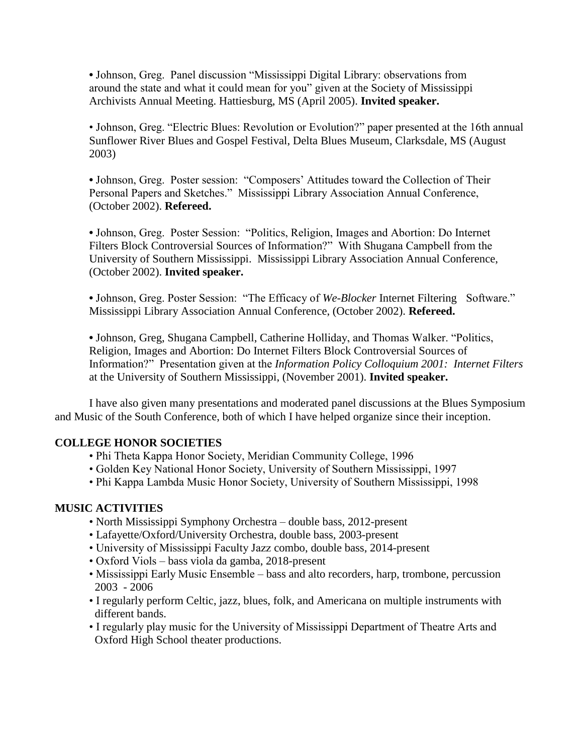- Johnson, Greg. Panel discussion "Mississippi Digital Library: observations from around the state and what it could mean for you" given at the Society of Mississippi Archivists Annual Meeting. Hattiesburg, MS (April 2005). **Invited speaker.**

- Johnson, Greg. "Electric Blues: Revolution or Evolution?" paper presented at the 16th annual Sunflower River Blues and Gospel Festival, Delta Blues Museum, Clarksdale, MS (August 2003)

- Johnson, Greg. Poster session: "Composers' Attitudes toward the Collection of Their Personal Papers and Sketches." Mississippi Library Association Annual Conference, (October 2002). **Refereed.**

- Johnson, Greg. Poster Session: "Politics, Religion, Images and Abortion: Do Internet Filters Block Controversial Sources of Information?" With Shugana Campbell from the University of Southern Mississippi. Mississippi Library Association Annual Conference, (October 2002). **Invited speaker.**

- Johnson, Greg. Poster Session: "The Efficacy of *We-Blocker* Internet Filtering Software." Mississippi Library Association Annual Conference, (October 2002). **Refereed.**

- Johnson, Greg, Shugana Campbell, Catherine Holliday, and Thomas Walker. "Politics, Religion, Images and Abortion: Do Internet Filters Block Controversial Sources of Information?" Presentation given at the *Information Policy Colloquium 2001: Internet Filters* at the University of Southern Mississippi, (November 2001). **Invited speaker.**

I have also given many presentations and moderated panel discussions at the Blues Symposium and Music of the South Conference, both of which I have helped organize since their inception.

## COLLEGE HONOR SOCIETIES

- Phi Theta Kappa Honor Society, Meridian Community College, 1996
- Golden Key National Honor Society, University of Southern Mississippi, 1997
- Phi Kappa Lambda Music Honor Society, University of Southern Mississippi, 1998

## MUSIC ACTIVITIES

- North Mississippi Symphony Orchestra – double bass, 2012-present
- Lafayette/Oxford/University Orchestra, double bass, 2003-present
- University of Mississippi Faculty Jazz combo, double bass, 2014-present
- Oxford Viols – bass viola da gamba, 2018-present
- Mississippi Early Music Ensemble – bass and alto recorders, harp, trombone, percussion 2003 - 2006
- I regularly perform Celtic, jazz, blues, folk, and Americana on multiple instruments with different bands.
- I regularly play music for the University of Mississippi Department of Theatre Arts and Oxford High School theater productions.